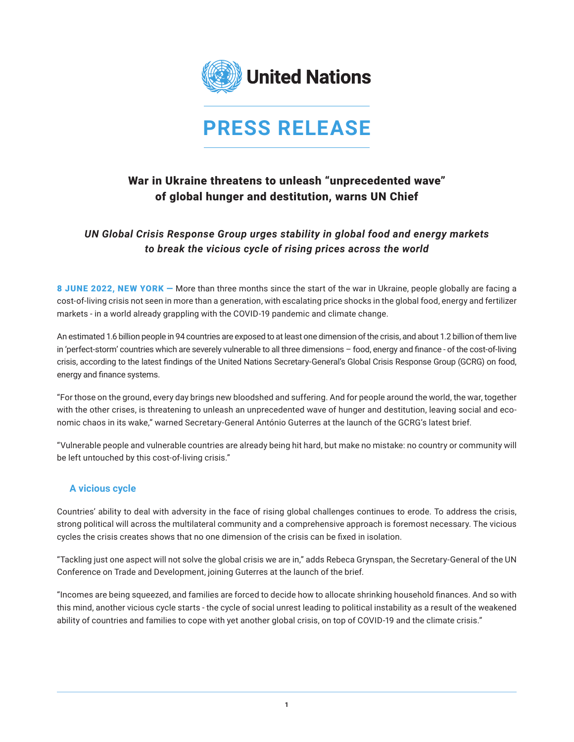United Nations

# PRESS RELEASE

## War in Ukraine threatens to unleash "unprecedented wave" of global hunger and destitution, warns UN Chief

### *UN Global Crisis Response Group urges stability in global food and energy markets to break the vicious cycle of rising prices across the world*

**8 JUNE 2022, NEW YORK —** More than three months since the start of the war in Ukraine, people globally are facing a cost-of-living crisis not seen in more than a generation, with escalating price shocks in the global food, energy and fertilizer markets - in a world already grappling with the COVID-19 pandemic and climate change.

An estimated 1.6 billion people in 94 countries are exposed to at least one dimension of the crisis, and about 1.2 billion of them live in 'perfect-storm' countries which are severely vulnerable to all three dimensions – food, energy and finance - of the cost-of-living crisis, according to the latest findings of the United Nations Secretary-General's Global Crisis Response Group (GCRG) on food, energy and finance systems.

"For those on the ground, every day brings new bloodshed and suffering. And for people around the world, the war, together with the other crises, is threatening to unleash an unprecedented wave of hunger and destitution, leaving social and economic chaos in its wake," warned Secretary-General António Guterres at the launch of the GCRG's latest brief.

"Vulnerable people and vulnerable countries are already being hit hard, but make no mistake: no country or community will be left untouched by this cost-of-living crisis."

### A vicious cycle

Countries' ability to deal with adversity in the face of rising global challenges continues to erode. To address the crisis, strong political will across the multilateral community and a comprehensive approach is foremost necessary. The vicious cycles the crisis creates shows that no one dimension of the crisis can be fixed in isolation.

"Tackling just one aspect will not solve the global crisis we are in," adds Rebeca Grynspan, the Secretary-General of the UN Conference on Trade and Development, joining Guterres at the launch of the brief.

"Incomes are being squeezed, and families are forced to decide how to allocate shrinking household finances. And so with this mind, another vicious cycle starts - the cycle of social unrest leading to political instability as a result of the weakened ability of countries and families to cope with yet another global crisis, on top of COVID-19 and the climate crisis."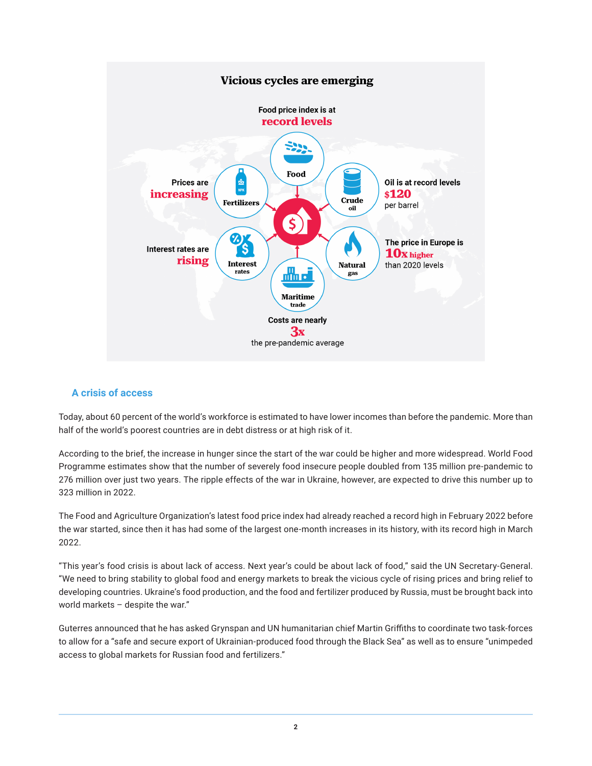## Vicious cycles are emerging

Food price index is at **record levels**

**Food**

Prices are **increasing**

**Fertilizers**

**Crude oil**

Oil is at record levels **$120** per barrel

Interest rates are **rising**

**Interest rates**

**Natural gas**

The price in Europe is **10x higher** than 2020 levels

**Maritime trade**

Costs are nearly **3x** the pre-pandemic average

### A crisis of access

Today, about 60 percent of the world's workforce is estimated to have lower incomes than before the pandemic. More than half of the world's poorest countries are in debt distress or at high risk of it.

According to the brief, the increase in hunger since the start of the war could be higher and more widespread. World Food Programme estimates show that the number of severely food insecure people doubled from 135 million pre-pandemic to 276 million over just two years. The ripple effects of the war in Ukraine, however, are expected to drive this number up to 323 million in 2022.

The Food and Agriculture Organization's latest food price index had already reached a record high in February 2022 before the war started, since then it has had some of the largest one-month increases in its history, with its record high in March 2022.

"This year's food crisis is about lack of access. Next year's could be about lack of food," said the UN Secretary-General. "We need to bring stability to global food and energy markets to break the vicious cycle of rising prices and bring relief to developing countries. Ukraine's food production, and the food and fertilizer produced by Russia, must be brought back into world markets – despite the war."

Guterres announced that he has asked Grynspan and UN humanitarian chief Martin Griffiths to coordinate two task-forces to allow for a "safe and secure export of Ukrainian-produced food through the Black Sea" as well as to ensure "unimpeded access to global markets for Russian food and fertilizers."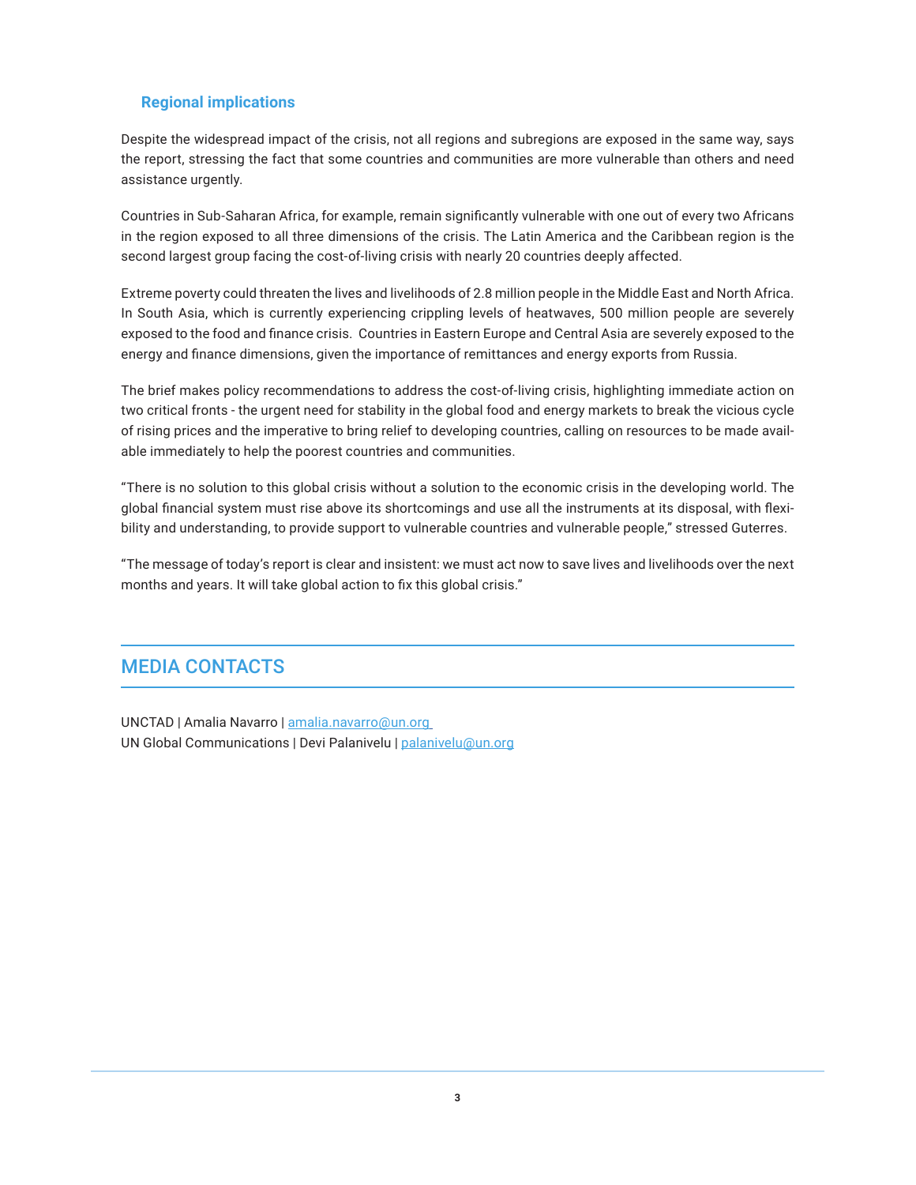### Regional implications

Despite the widespread impact of the crisis, not all regions and subregions are exposed in the same way, says the report, stressing the fact that some countries and communities are more vulnerable than others and need assistance urgently.

Countries in Sub-Saharan Africa, for example, remain significantly vulnerable with one out of every two Africans in the region exposed to all three dimensions of the crisis. The Latin America and the Caribbean region is the second largest group facing the cost-of-living crisis with nearly 20 countries deeply affected.

Extreme poverty could threaten the lives and livelihoods of 2.8 million people in the Middle East and North Africa. In South Asia, which is currently experiencing crippling levels of heatwaves, 500 million people are severely exposed to the food and finance crisis. Countries in Eastern Europe and Central Asia are severely exposed to the energy and finance dimensions, given the importance of remittances and energy exports from Russia.

The brief makes policy recommendations to address the cost-of-living crisis, highlighting immediate action on two critical fronts - the urgent need for stability in the global food and energy markets to break the vicious cycle of rising prices and the imperative to bring relief to developing countries, calling on resources to be made available immediately to help the poorest countries and communities.

“There is no solution to this global crisis without a solution to the economic crisis in the developing world. The global financial system must rise above its shortcomings and use all the instruments at its disposal, with flexibility and understanding, to provide support to vulnerable countries and vulnerable people,” stressed Guterres.

“The message of today’s report is clear and insistent: we must act now to save lives and livelihoods over the next months and years. It will take global action to fix this global crisis.”

## MEDIA CONTACTS

UNCTAD | Amalia Navarro | amalia.navarro@un.org
UN Global Communications | Devi Palanivelu | palanivelu@un.org